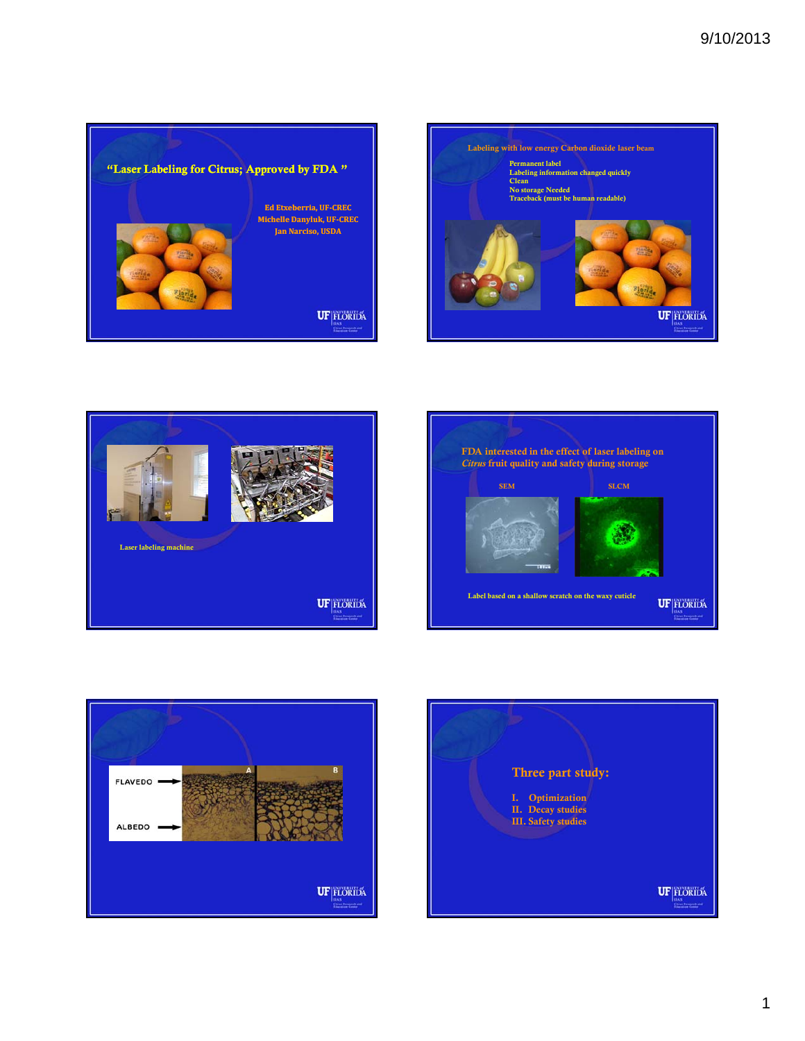## "Laser Labeling for Citrus; Approved by FDA "

Ed Etxeberria, UF-CREC
Michelle Danyluk, UF-CREC
Jan Narciso, USDA

---

### Labeling with low energy Carbon dioxide laser beam

- Permanent label
- Labeling information changed quickly
- Clean
- No storage Needed
- Traceback (must be human readable)

---

Laser labeling machine

---

### FDA interested in the effect of laser labeling on *Citrus* fruit quality and safety during storage

SEM

SLCM

Label based on a shallow scratch on the waxy cuticle

---

FLAVEDO

ALBEDO

A

B

---

### Three part study:

I. Optimization
II. Decay studies
III. Safety studies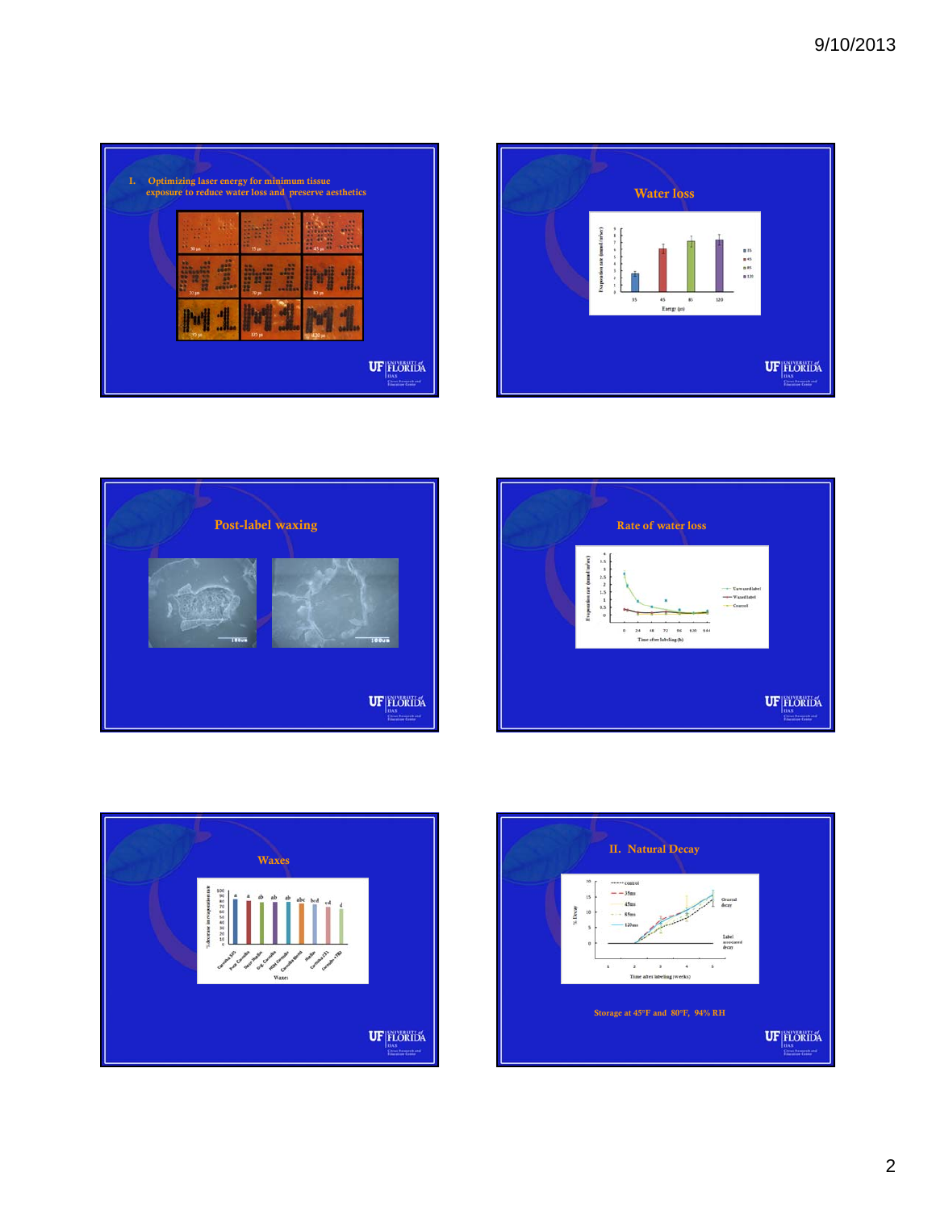## I. Optimizing laser energy for minimum tissue exposure to reduce water loss and preserve aesthetics

## Water loss

## Post-label waxing

## Rate of water loss

## Waxes

## II. Natural Decay

Storage at 45°F and 80°F, 94% RH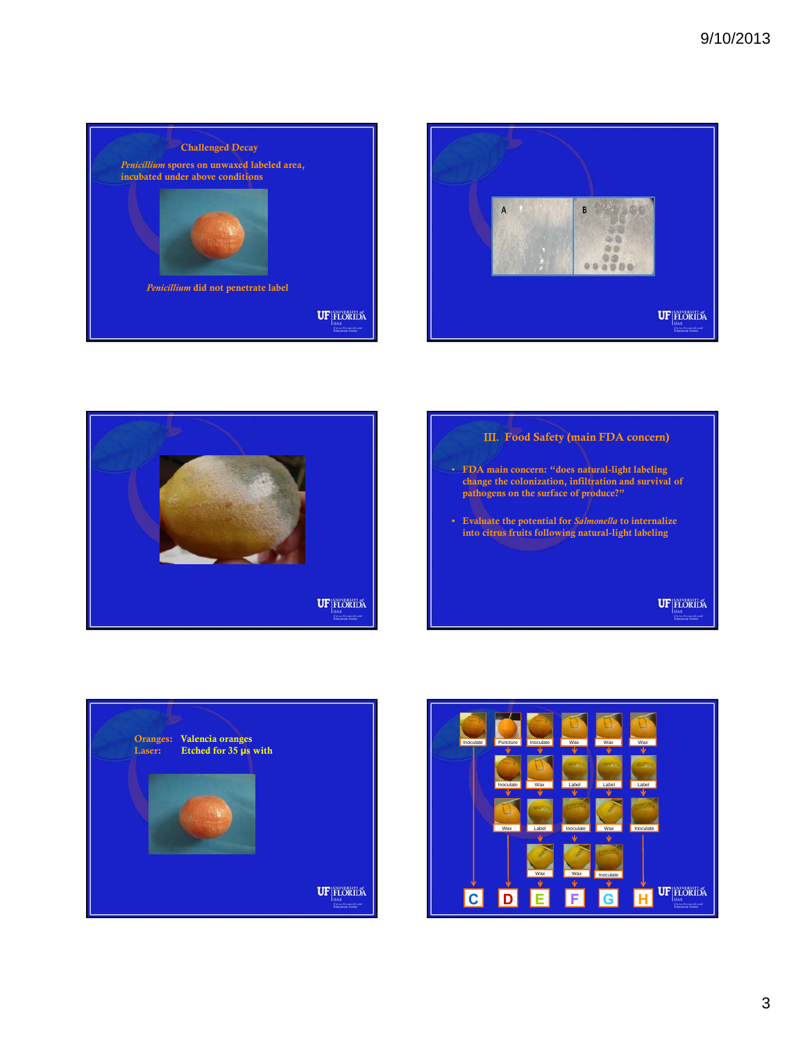Challenged Decay

*Penicillium* spores on unwaxed labeled area, incubated under above conditions

*Penicillium* did not penetrate label

A

B

III. Food Safety (main FDA concern)

- FDA main concern: "does natural-light labeling change the colonization, infiltration and survival of pathogens on the surface of produce?"
- Evaluate the potential for *Salmonella* to internalize into citrus fruits following natural-light labeling

Oranges: Valencia oranges

Laser: Etched for 35 μs with

Inoculate, Puncture, Inoculate, Wax, Wax, Wax

Inoculate, Wax, Label, Label, Label

Wax, Label, Inoculate, Wax, Inoculate

Wax, Wax, Inoculate

C, D, E, F, G, H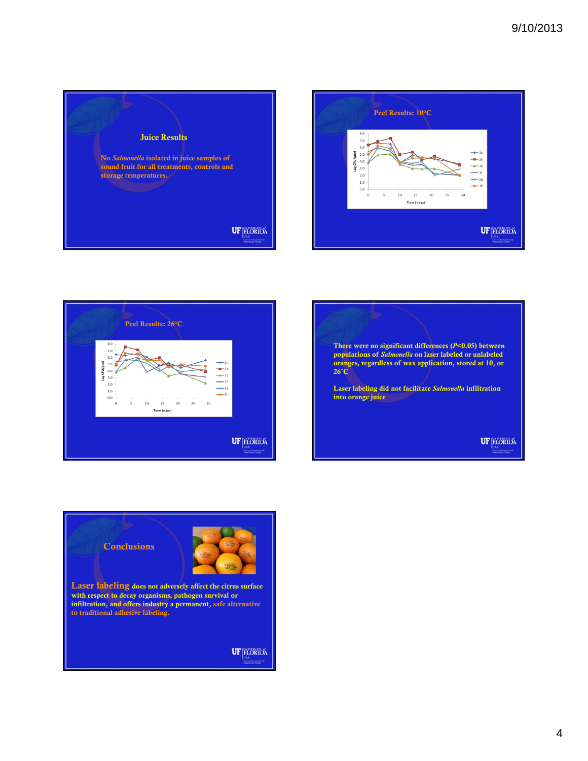## Juice Results

No *Salmonella* isolated in juice samples of sound fruit for all treatments, controls and storage temperatures.

## Peel Results: 10°C

8.0
7.0
6.0
5.0
4.0
3.0
2.0
1.0
0.0

Log CFU/peel

0 5 10 15 20 25 30

Time (days)

1c
1d
1e
1f
1g
1h

## Peel Results: 26°C

8.0
7.0
6.0
5.0
4.0
3.0
2.0
1.0
0.0

Log CFU/peel

0 5 10 15 20 25 30

Time (days)

2c
2d
2e
2f
2g
2h

There were no significant differences ($P<0.05$) between populations of *Salmonella* on laser labeled or unlabeled oranges, regardless of wax application, stored at 10, or 26°C

Laser labeling did not facilitate *Salmonella* infiltration into orange juice

## Conclusions

Laser labeling does not adversely affect the citrus surface with respect to decay organisms, pathogen survival or infiltration, and offers industry a permanent, safe alternative to traditional adhesive labeling.